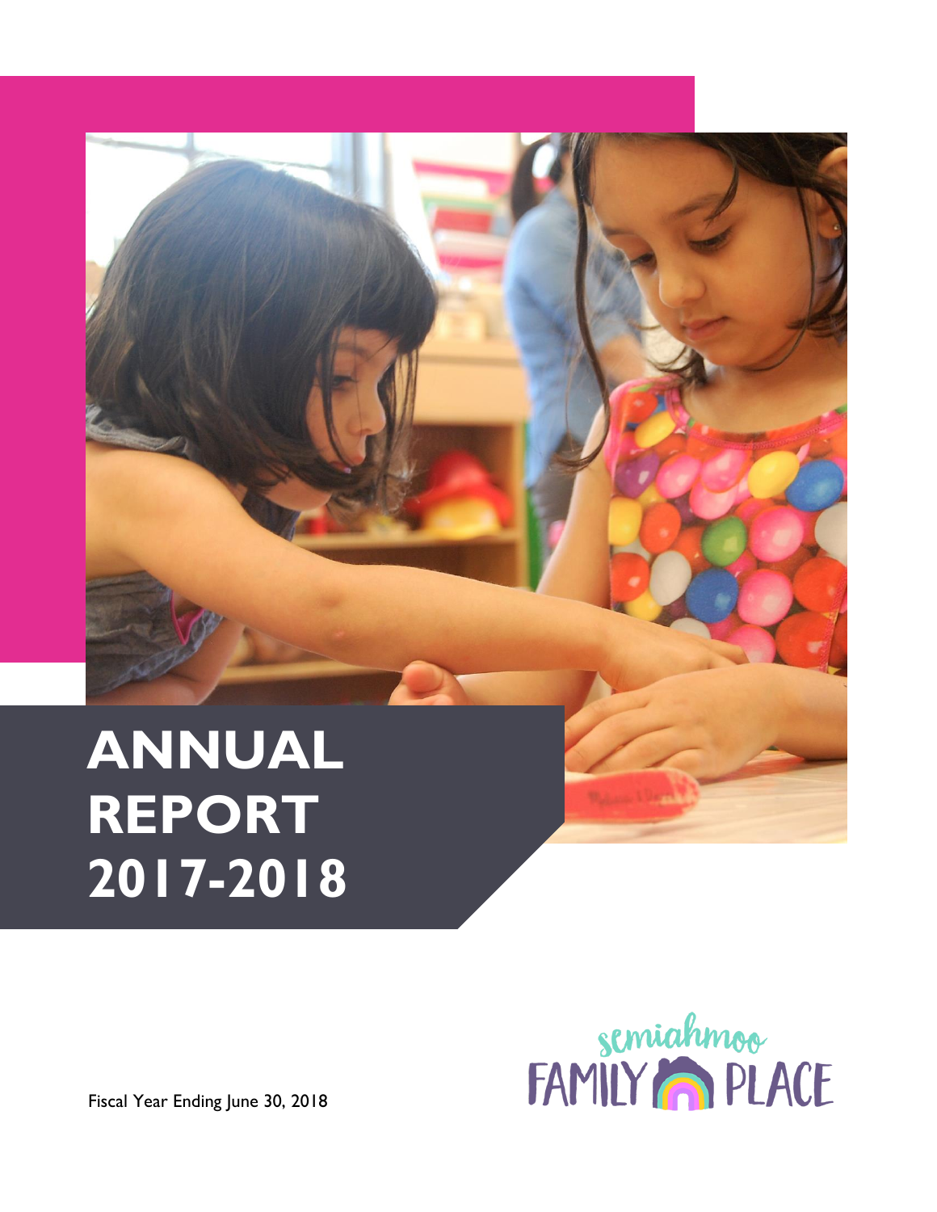# ANNUAL REPORT 2017-2018

semiahmoo FAMILY PLACE

Fiscal Year Ending June 30, 2018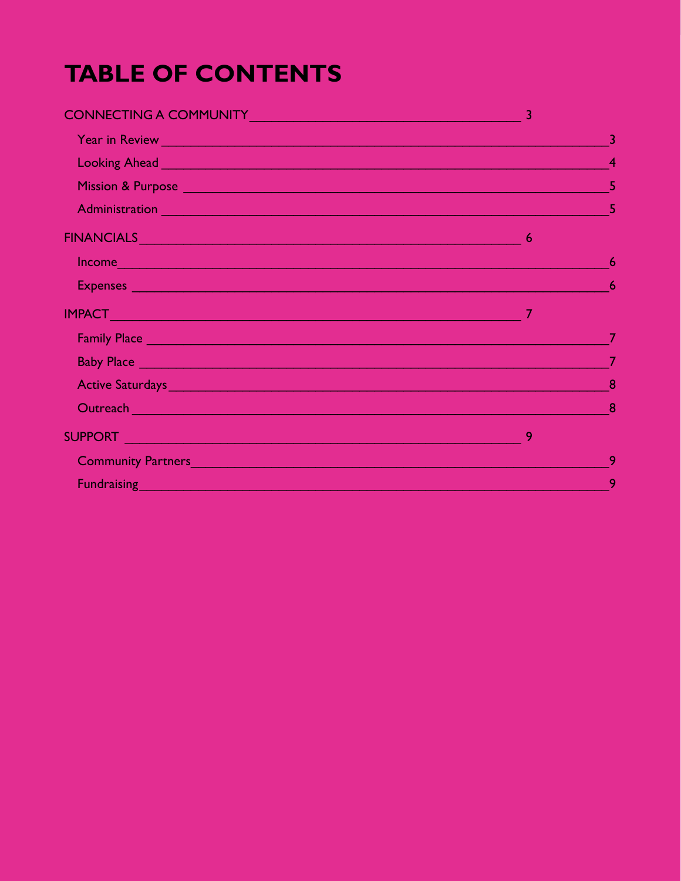# TABLE OF CONTENTS

- CONNECTING A COMMUNITY — 3
  - Year in Review — 3
  - Looking Ahead — 4
  - Mission & Purpose — 5
  - Administration — 5
- FINANCIALS — 6
  - Income — 6
  - Expenses — 6
- IMPACT — 7
  - Family Place — 7
  - Baby Place — 7
  - Active Saturdays — 8
  - Outreach — 8
- SUPPORT — 9
  - Community Partners — 9
  - Fundraising — 9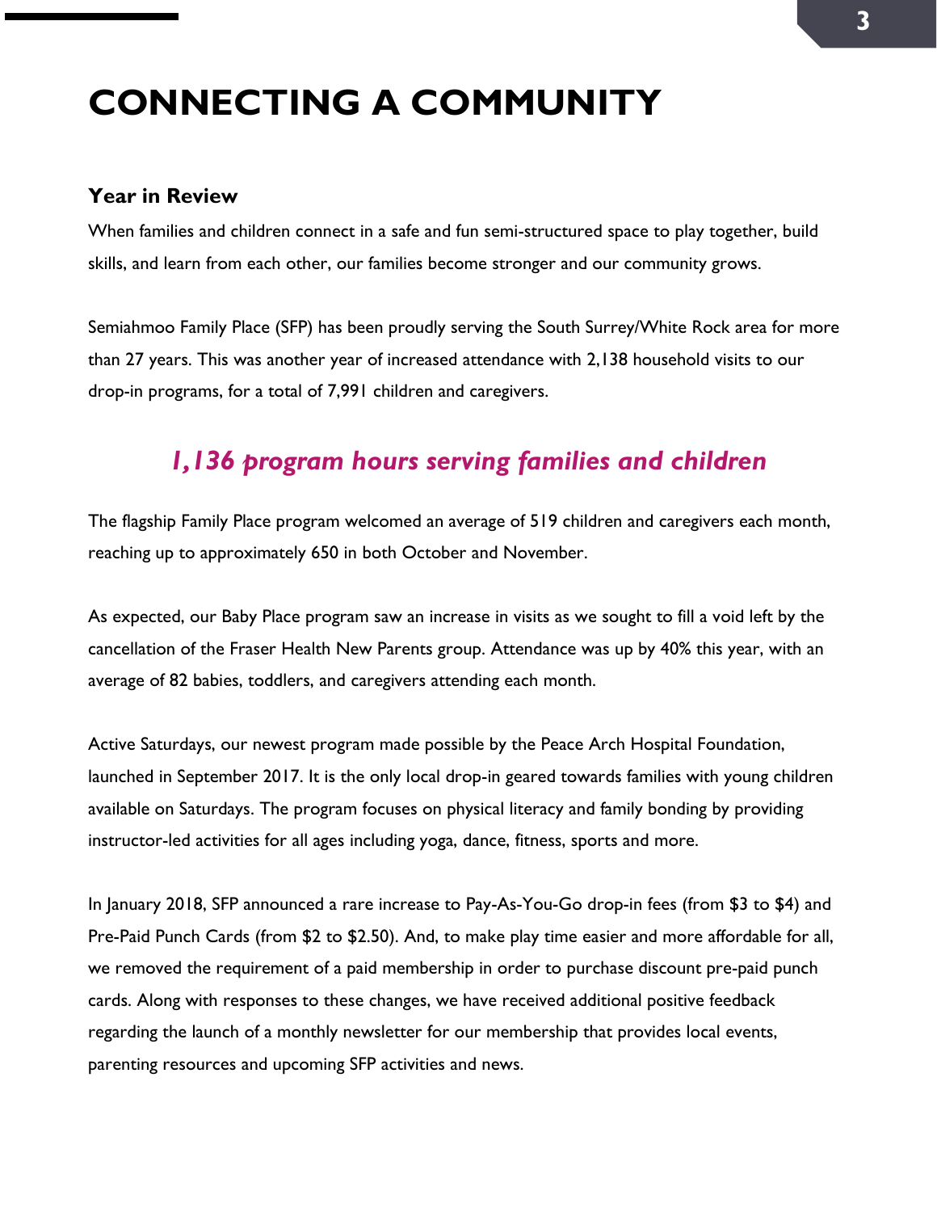# CONNECTING A COMMUNITY

### Year in Review

When families and children connect in a safe and fun semi-structured space to play together, build skills, and learn from each other, our families become stronger and our community grows.

Semiahmoo Family Place (SFP) has been proudly serving the South Surrey/White Rock area for more than 27 years. This was another year of increased attendance with 2,138 household visits to our drop-in programs, for a total of 7,991 children and caregivers.

***1,136 program hours serving families and children***

The flagship Family Place program welcomed an average of 519 children and caregivers each month, reaching up to approximately 650 in both October and November.

As expected, our Baby Place program saw an increase in visits as we sought to fill a void left by the cancellation of the Fraser Health New Parents group. Attendance was up by 40% this year, with an average of 82 babies, toddlers, and caregivers attending each month.

Active Saturdays, our newest program made possible by the Peace Arch Hospital Foundation, launched in September 2017. It is the only local drop-in geared towards families with young children available on Saturdays. The program focuses on physical literacy and family bonding by providing instructor-led activities for all ages including yoga, dance, fitness, sports and more.

In January 2018, SFP announced a rare increase to Pay-As-You-Go drop-in fees (from $3 to $4) and Pre-Paid Punch Cards (from $2 to $2.50). And, to make play time easier and more affordable for all, we removed the requirement of a paid membership in order to purchase discount pre-paid punch cards. Along with responses to these changes, we have received additional positive feedback regarding the launch of a monthly newsletter for our membership that provides local events, parenting resources and upcoming SFP activities and news.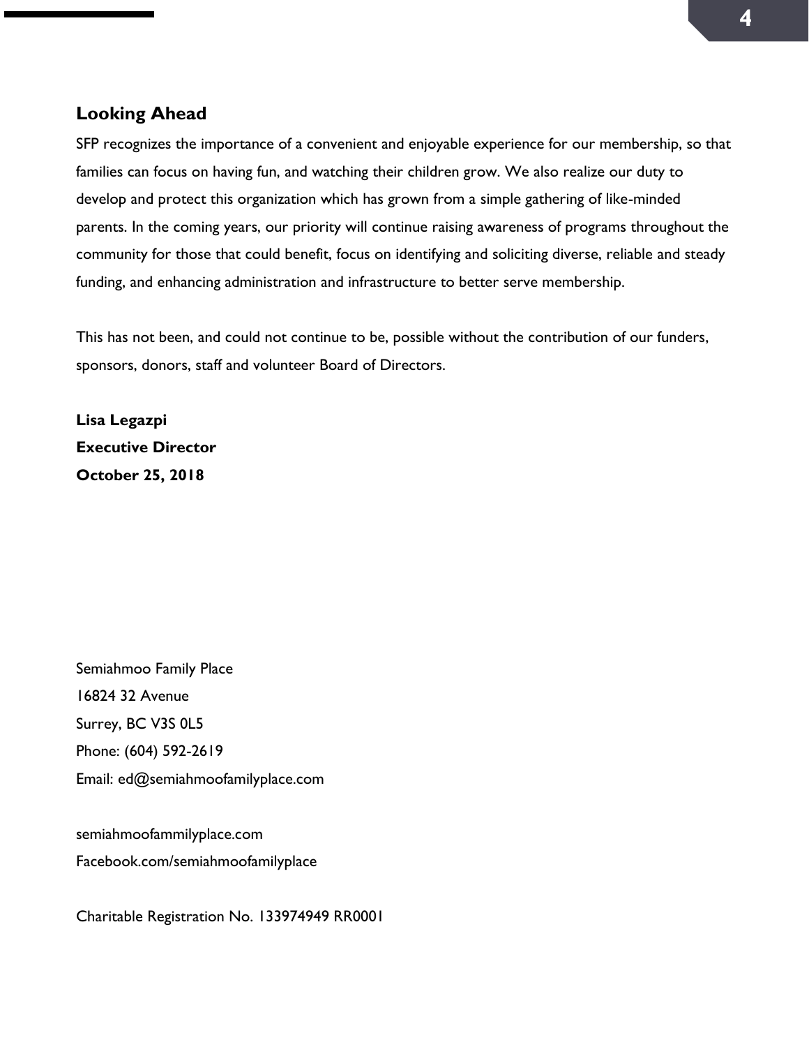## Looking Ahead

SFP recognizes the importance of a convenient and enjoyable experience for our membership, so that families can focus on having fun, and watching their children grow. We also realize our duty to develop and protect this organization which has grown from a simple gathering of like-minded parents. In the coming years, our priority will continue raising awareness of programs throughout the community for those that could benefit, focus on identifying and soliciting diverse, reliable and steady funding, and enhancing administration and infrastructure to better serve membership.

This has not been, and could not continue to be, possible without the contribution of our funders, sponsors, donors, staff and volunteer Board of Directors.

**Lisa Legazpi**
**Executive Director**
**October 25, 2018**

Semiahmoo Family Place
16824 32 Avenue
Surrey, BC V3S 0L5
Phone: (604) 592-2619
Email: ed@semiahmoofamilyplace.com

semiahmoofammilyplace.com
Facebook.com/semiahmoofamilyplace

Charitable Registration No. 133974949 RR0001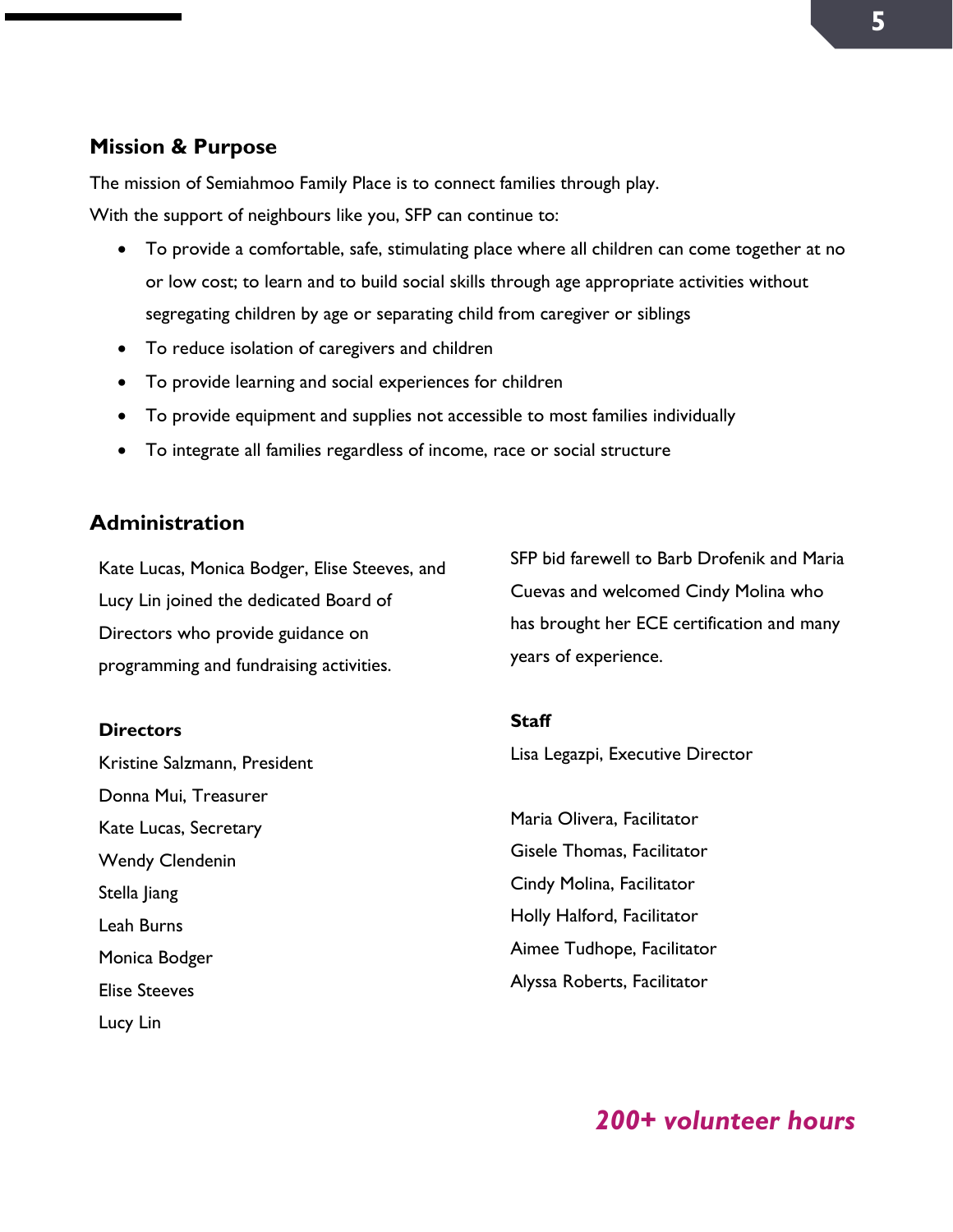## Mission & Purpose

The mission of Semiahmoo Family Place is to connect families through play.

With the support of neighbours like you, SFP can continue to:

- To provide a comfortable, safe, stimulating place where all children can come together at no or low cost; to learn and to build social skills through age appropriate activities without segregating children by age or separating child from caregiver or siblings
- To reduce isolation of caregivers and children
- To provide learning and social experiences for children
- To provide equipment and supplies not accessible to most families individually
- To integrate all families regardless of income, race or social structure

## Administration

Kate Lucas, Monica Bodger, Elise Steeves, and Lucy Lin joined the dedicated Board of Directors who provide guidance on programming and fundraising activities.

**Directors**

Kristine Salzmann, President
Donna Mui, Treasurer
Kate Lucas, Secretary
Wendy Clendenin
Stella Jiang
Leah Burns
Monica Bodger
Elise Steeves
Lucy Lin

SFP bid farewell to Barb Drofenik and Maria Cuevas and welcomed Cindy Molina who has brought her ECE certification and many years of experience.

**Staff**

Lisa Legazpi, Executive Director

Maria Olivera, Facilitator
Gisele Thomas, Facilitator
Cindy Molina, Facilitator
Holly Halford, Facilitator
Aimee Tudhope, Facilitator
Alyssa Roberts, Facilitator

***200+ volunteer hours***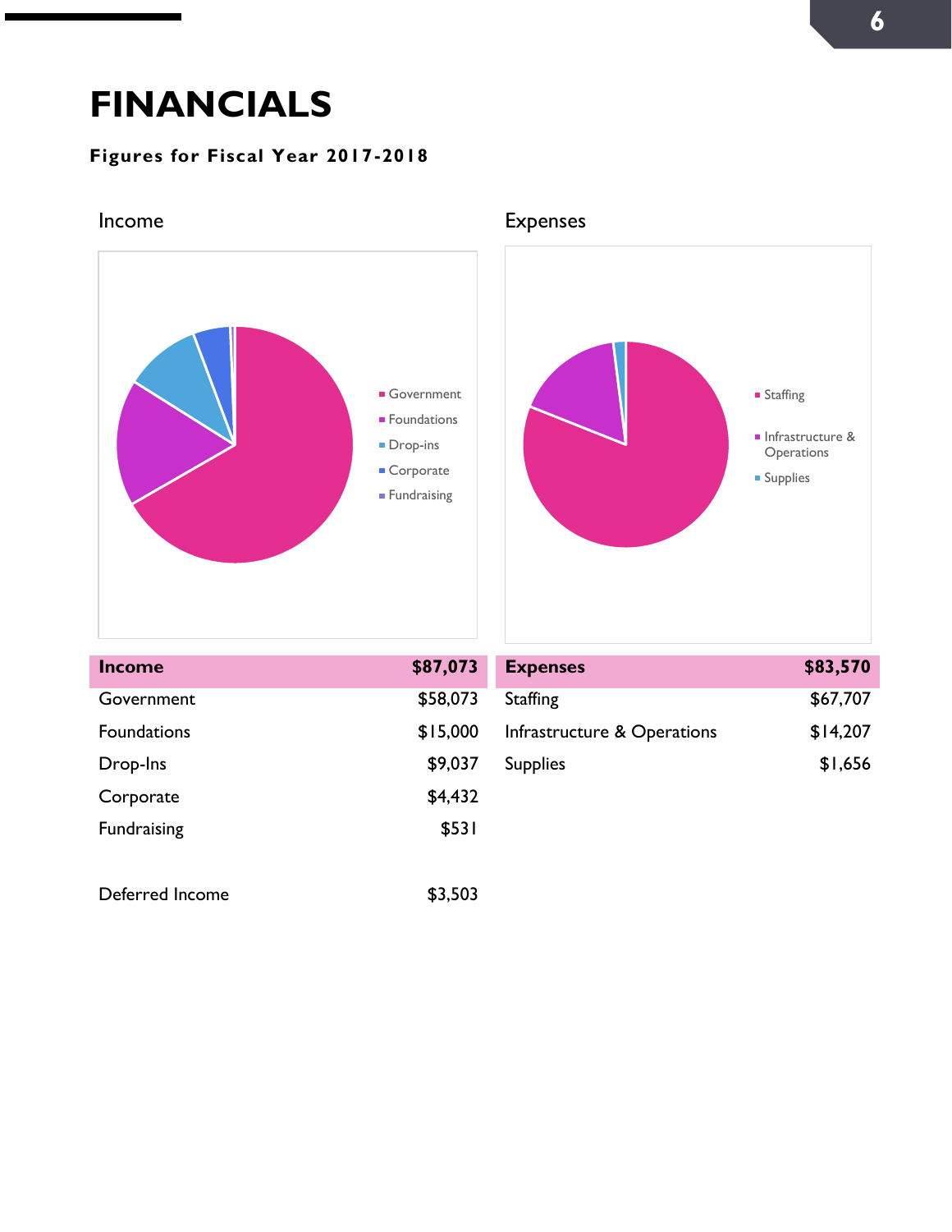# FINANCIALS

**Figures for Fiscal Year 2017-2018**

Income

- Government
- Foundations
- Drop-ins
- Corporate
- Fundraising

Expenses

- Staffing
- Infrastructure & Operations
- Supplies

| **Income** | **$87,073** |
|---|---|
| Government | $58,073 |
| Foundations | $15,000 |
| Drop-Ins | $9,037 |
| Corporate | $4,432 |
| Fundraising | $531 |
| | |
| Deferred Income | $3,503 |

| **Expenses** | **$83,570** |
|---|---|
| Staffing | $67,707 |
| Infrastructure & Operations | $14,207 |
| Supplies | $1,656 |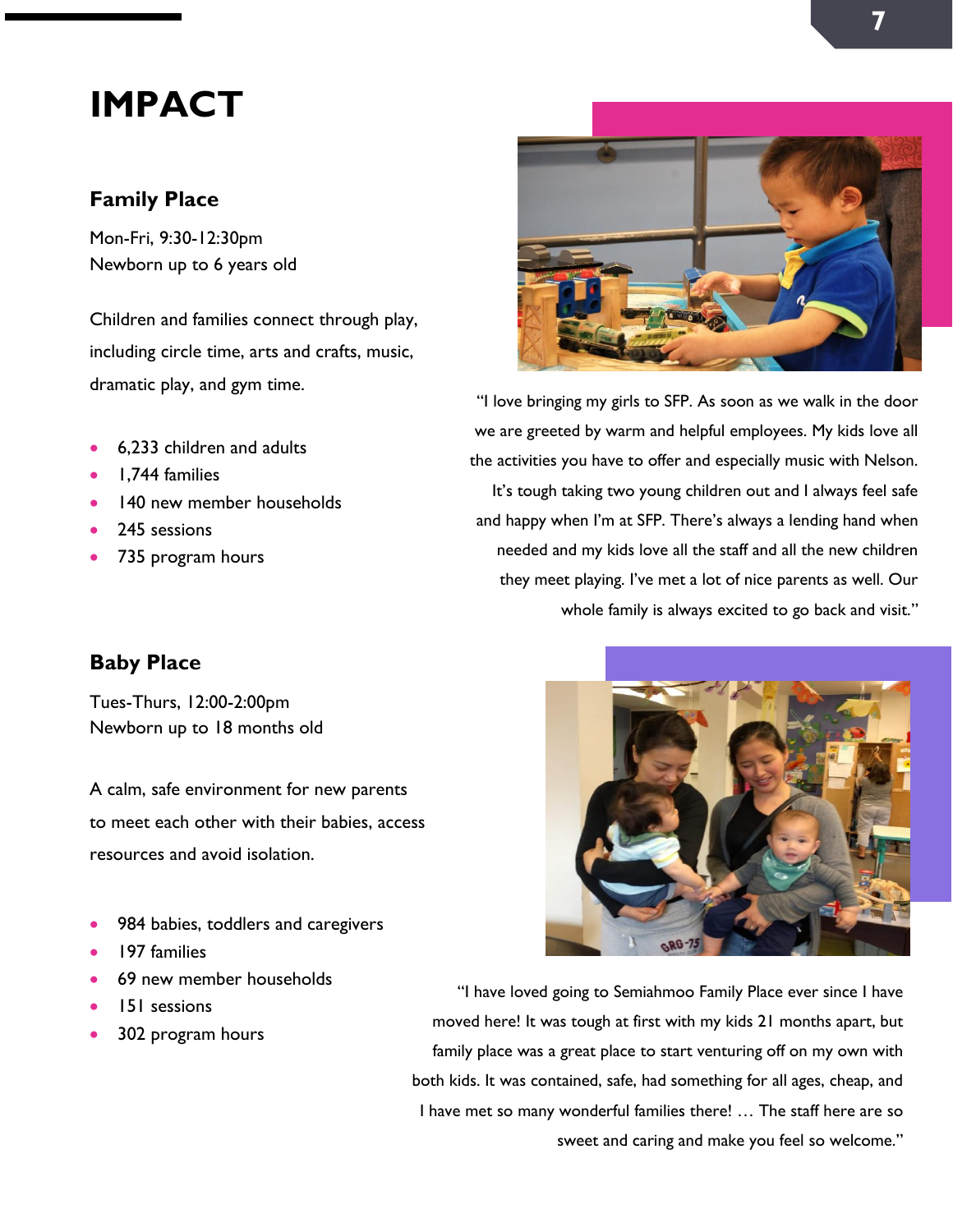# IMPACT

## Family Place

Mon-Fri, 9:30-12:30pm
Newborn up to 6 years old

Children and families connect through play, including circle time, arts and crafts, music, dramatic play, and gym time.

- 6,233 children and adults
- 1,744 families
- 140 new member households
- 245 sessions
- 735 program hours

"I love bringing my girls to SFP. As soon as we walk in the door we are greeted by warm and helpful employees. My kids love all the activities you have to offer and especially music with Nelson. It's tough taking two young children out and I always feel safe and happy when I'm at SFP. There's always a lending hand when needed and my kids love all the staff and all the new children they meet playing. I've met a lot of nice parents as well. Our whole family is always excited to go back and visit."

## Baby Place

Tues-Thurs, 12:00-2:00pm
Newborn up to 18 months old

A calm, safe environment for new parents to meet each other with their babies, access resources and avoid isolation.

- 984 babies, toddlers and caregivers
- 197 families
- 69 new member households
- 151 sessions
- 302 program hours

"I have loved going to Semiahmoo Family Place ever since I have moved here! It was tough at first with my kids 21 months apart, but family place was a great place to start venturing off on my own with both kids. It was contained, safe, had something for all ages, cheap, and I have met so many wonderful families there! … The staff here are so sweet and caring and make you feel so welcome."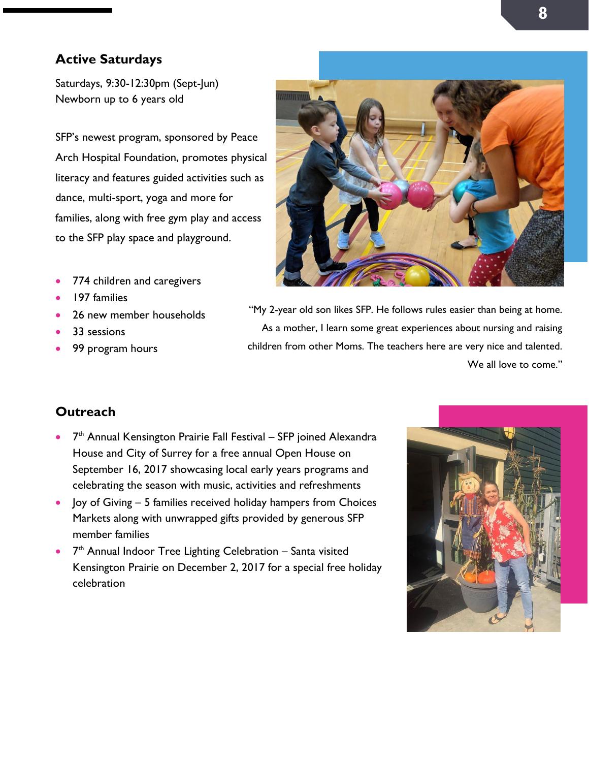## Active Saturdays

Saturdays, 9:30-12:30pm (Sept-Jun)
Newborn up to 6 years old

SFP's newest program, sponsored by Peace Arch Hospital Foundation, promotes physical literacy and features guided activities such as dance, multi-sport, yoga and more for families, along with free gym play and access to the SFP play space and playground.

- 774 children and caregivers
- 197 families
- 26 new member households
- 33 sessions
- 99 program hours

"My 2-year old son likes SFP. He follows rules easier than being at home. As a mother, I learn some great experiences about nursing and raising children from other Moms. The teachers here are very nice and talented. We all love to come."

## Outreach

- 7th Annual Kensington Prairie Fall Festival – SFP joined Alexandra House and City of Surrey for a free annual Open House on September 16, 2017 showcasing local early years programs and celebrating the season with music, activities and refreshments
- Joy of Giving – 5 families received holiday hampers from Choices Markets along with unwrapped gifts provided by generous SFP member families
- 7th Annual Indoor Tree Lighting Celebration – Santa visited Kensington Prairie on December 2, 2017 for a special free holiday celebration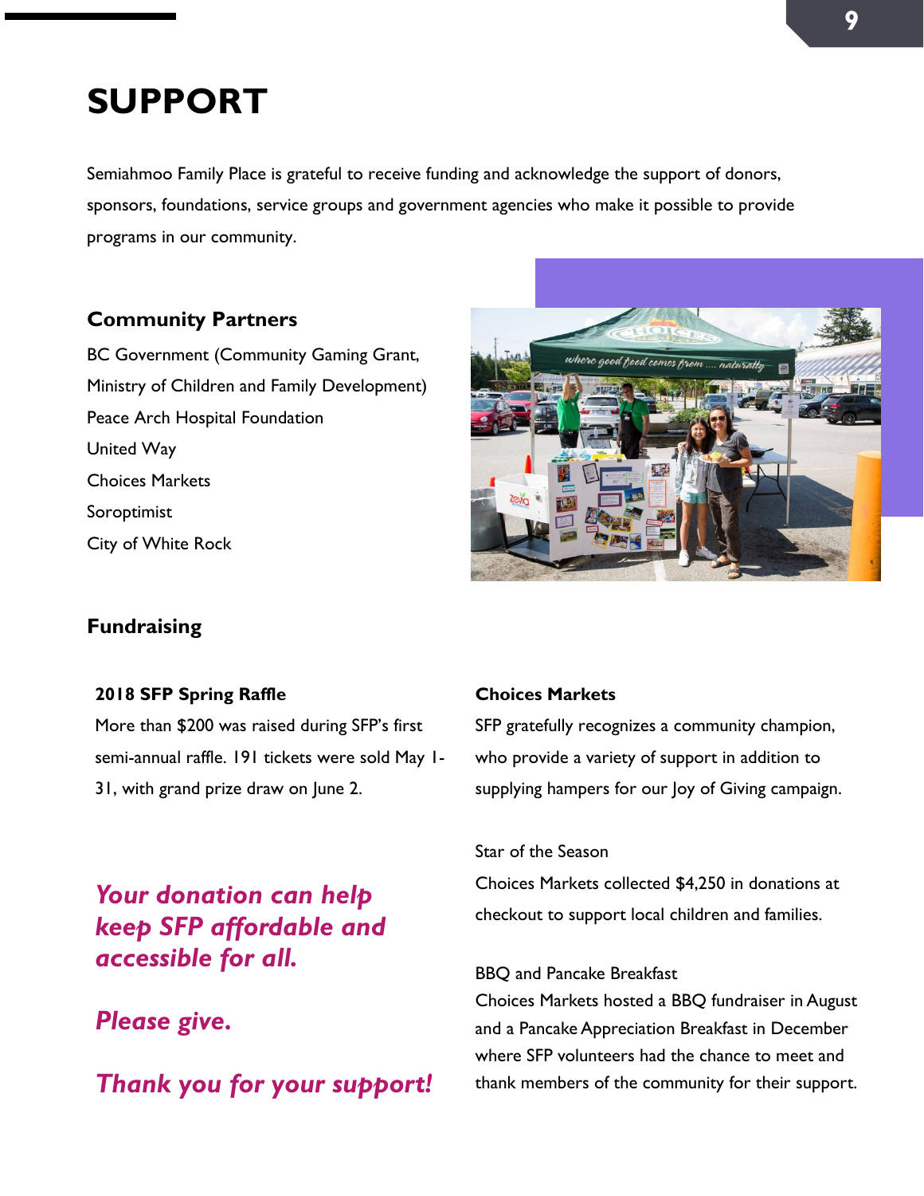# SUPPORT

Semiahmoo Family Place is grateful to receive funding and acknowledge the support of donors, sponsors, foundations, service groups and government agencies who make it possible to provide programs in our community.

### Community Partners

BC Government (Community Gaming Grant, Ministry of Children and Family Development)
Peace Arch Hospital Foundation
United Way
Choices Markets
Soroptimist
City of White Rock

### Fundraising

**2018 SFP Spring Raffle**

More than $200 was raised during SFP's first semi-annual raffle. 191 tickets were sold May 1-31, with grand prize draw on June 2.

***Your donation can help keep SFP affordable and accessible for all.***

***Please give.***

***Thank you for your support!***

**Choices Markets**

SFP gratefully recognizes a community champion, who provide a variety of support in addition to supplying hampers for our Joy of Giving campaign.

Star of the Season

Choices Markets collected $4,250 in donations at checkout to support local children and families.

BBQ and Pancake Breakfast

Choices Markets hosted a BBQ fundraiser in August and a Pancake Appreciation Breakfast in December where SFP volunteers had the chance to meet and thank members of the community for their support.